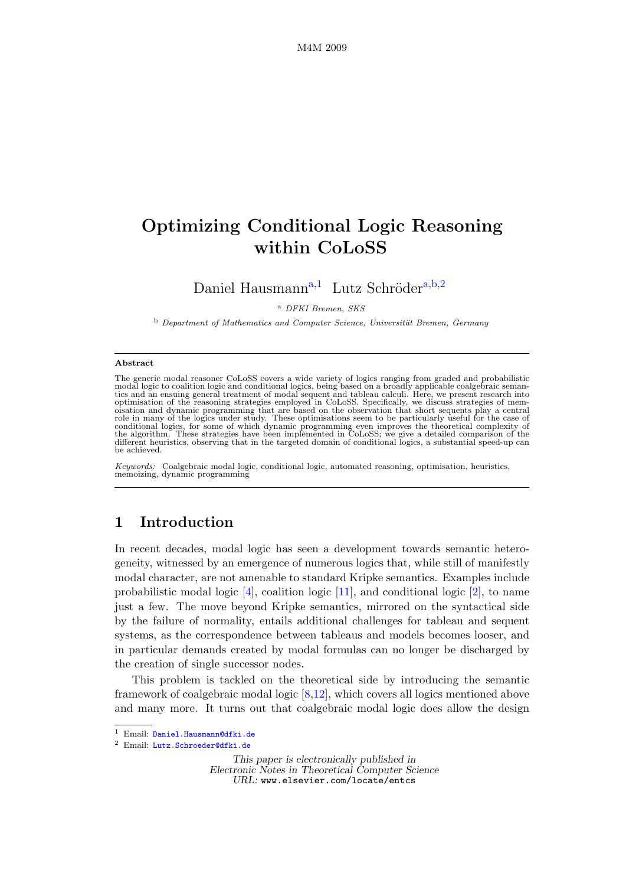# Optimizing Conditional Logic Reasoning within CoLoSS

Daniel Hausmann[a,1] Lutz Schröder[a,b,2]

[a] *DFKI Bremen, SKS*

[b] *Department of Mathematics and Computer Science, Universität Bremen, Germany*

## Abstract

The generic modal reasoner CoLoSS covers a wide variety of logics ranging from graded and probabilistic modal logic to coalition logic and conditional logics, being based on a broadly applicable coalgebraic semantics and an ensuing general treatment of modal sequent and tableau calculi. Here, we present research into optimisation of the reasoning strategies employed in CoLoSS. Specifically, we discuss strategies of memoisation and dynamic programming that are based on the observation that short sequents play a central role in many of the logics under study. These optimisations seem to be particularly useful for the case of conditional logics, for some of which dynamic programming even improves the theoretical complexity of the algorithm. These strategies have been implemented in CoLoSS; we give a detailed comparison of the different heuristics, observing that in the targeted domain of conditional logics, a substantial speed-up can be achieved.

*Keywords:* Coalgebraic modal logic, conditional logic, automated reasoning, optimisation, heuristics, memoizing, dynamic programming

## 1 Introduction

In recent decades, modal logic has seen a development towards semantic heterogeneity, witnessed by an emergence of numerous logics that, while still of manifestly modal character, are not amenable to standard Kripke semantics. Examples include probabilistic modal logic [4], coalition logic [11], and conditional logic [2], to name just a few. The move beyond Kripke semantics, mirrored on the syntactical side by the failure of normality, entails additional challenges for tableau and sequent systems, as the correspondence between tableaus and models becomes looser, and in particular demands created by modal formulas can no longer be discharged by the creation of single successor nodes.

This problem is tackled on the theoretical side by introducing the semantic framework of coalgebraic modal logic [8,12], which covers all logics mentioned above and many more. It turns out that coalgebraic modal logic does allow the design

---

[1] Email: Daniel.Hausmann@dfki.de

[2] Email: Lutz.Schroeder@dfki.de

*This paper is electronically published in Electronic Notes in Theoretical Computer Science*
*URL:* www.elsevier.com/locate/entcs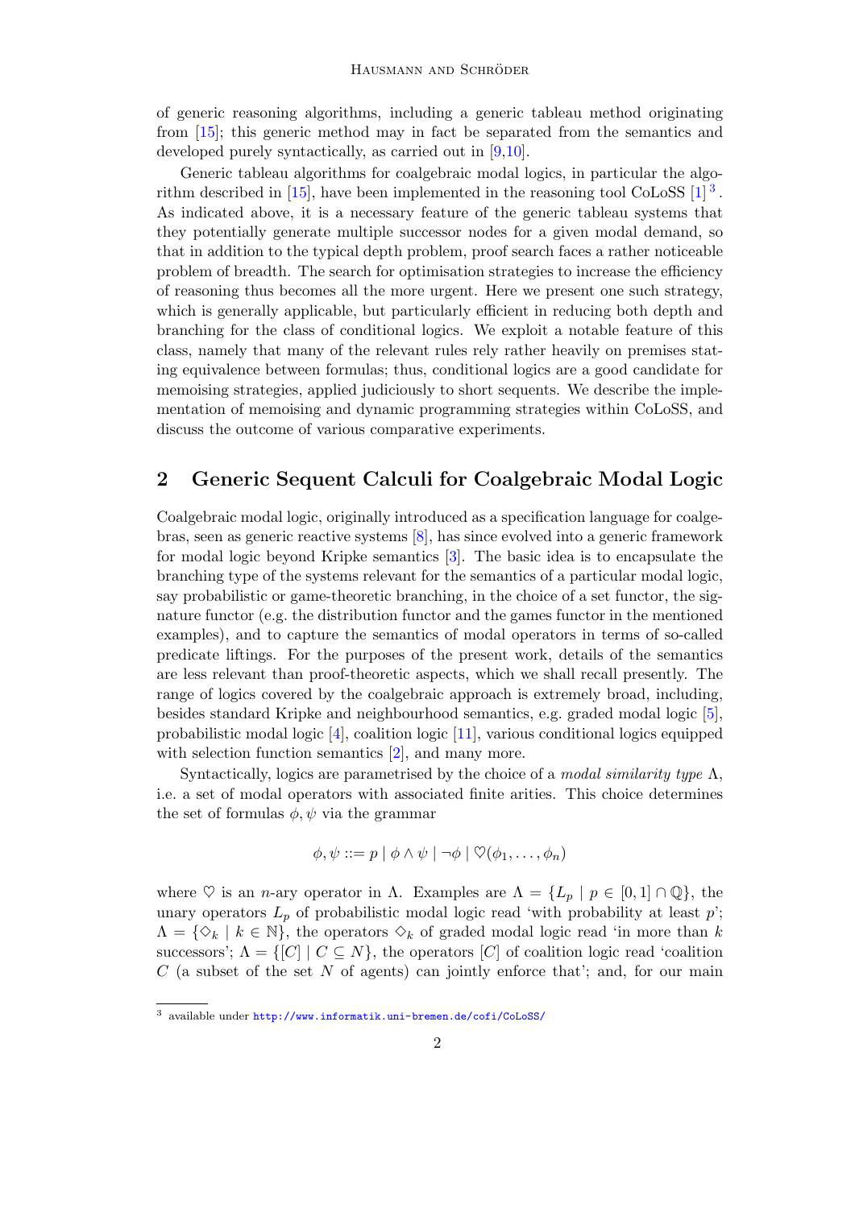of generic reasoning algorithms, including a generic tableau method originating from [15]; this generic method may in fact be separated from the semantics and developed purely syntactically, as carried out in [9,10].

Generic tableau algorithms for coalgebraic modal logics, in particular the algorithm described in [15], have been implemented in the reasoning tool CoLoSS [1] [3]. As indicated above, it is a necessary feature of the generic tableau systems that they potentially generate multiple successor nodes for a given modal demand, so that in addition to the typical depth problem, proof search faces a rather noticeable problem of breadth. The search for optimisation strategies to increase the efficiency of reasoning thus becomes all the more urgent. Here we present one such strategy, which is generally applicable, but particularly efficient in reducing both depth and branching for the class of conditional logics. We exploit a notable feature of this class, namely that many of the relevant rules rely rather heavily on premises stating equivalence between formulas; thus, conditional logics are a good candidate for memoising strategies, applied judiciously to short sequents. We describe the implementation of memoising and dynamic programming strategies within CoLoSS, and discuss the outcome of various comparative experiments.

## 2 Generic Sequent Calculi for Coalgebraic Modal Logic

Coalgebraic modal logic, originally introduced as a specification language for coalgebras, seen as generic reactive systems [8], has since evolved into a generic framework for modal logic beyond Kripke semantics [3]. The basic idea is to encapsulate the branching type of the systems relevant for the semantics of a particular modal logic, say probabilistic or game-theoretic branching, in the choice of a set functor, the signature functor (e.g. the distribution functor and the games functor in the mentioned examples), and to capture the semantics of modal operators in terms of so-called predicate liftings. For the purposes of the present work, details of the semantics are less relevant than proof-theoretic aspects, which we shall recall presently. The range of logics covered by the coalgebraic approach is extremely broad, including, besides standard Kripke and neighbourhood semantics, e.g. graded modal logic [5], probabilistic modal logic [4], coalition logic [11], various conditional logics equipped with selection function semantics [2], and many more.

Syntactically, logics are parametrised by the choice of a *modal similarity type* $\Lambda$, i.e. a set of modal operators with associated finite arities. This choice determines the set of formulas $\phi, \psi$ via the grammar

$$\phi, \psi ::= p \mid \phi \wedge \psi \mid \neg\phi \mid \heartsuit(\phi_1, \dots, \phi_n)$$

where $\heartsuit$ is an $n$-ary operator in $\Lambda$. Examples are $\Lambda = \{L_p \mid p \in [0,1] \cap \mathbb{Q}\}$, the unary operators $L_p$ of probabilistic modal logic read 'with probability at least $p$'; $\Lambda = \{\Diamond_k \mid k \in \mathbb{N}\}$, the operators $\Diamond_k$ of graded modal logic read 'in more than $k$ successors'; $\Lambda = \{[C] \mid C \subseteq N\}$, the operators $[C]$ of coalition logic read 'coalition $C$ (a subset of the set $N$ of agents) can jointly enforce that'; and, for our main

[3] available under http://www.informatik.uni-bremen.de/cofi/CoLoSS/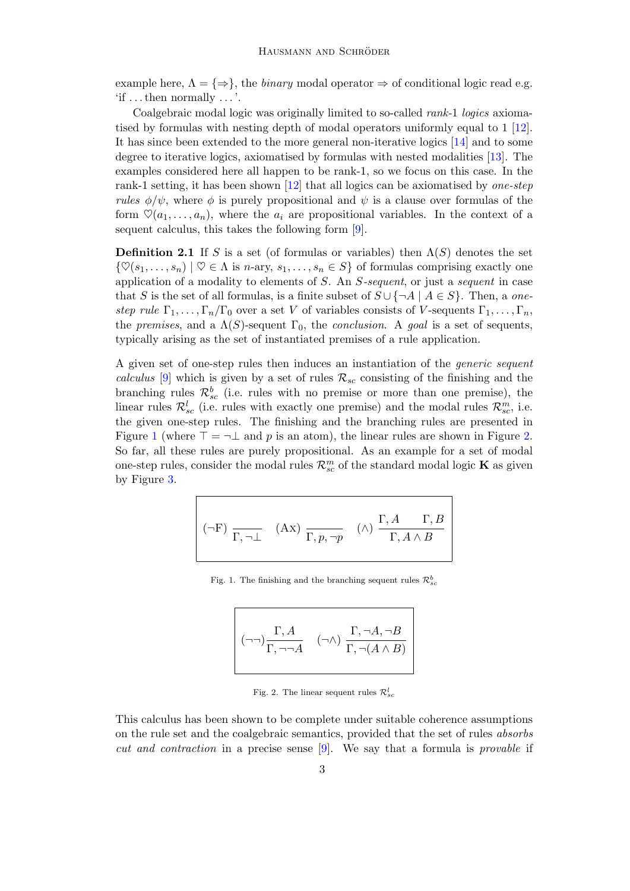example here, $\Lambda = \{\Rightarrow\}$, the *binary* modal operator $\Rightarrow$ of conditional logic read e.g. 'if ... then normally ...'.

Coalgebraic modal logic was originally limited to so-called *rank-1 logics* axiomatised by formulas with nesting depth of modal operators uniformly equal to 1 [12]. It has since been extended to the more general non-iterative logics [14] and to some degree to iterative logics, axiomatised by formulas with nested modalities [13]. The examples considered here all happen to be rank-1, so we focus on this case. In the rank-1 setting, it has been shown [12] that all logics can be axiomatised by *one-step rules* $\phi/\psi$, where $\phi$ is purely propositional and $\psi$ is a clause over formulas of the form $\heartsuit(a_1, \ldots, a_n)$, where the $a_i$ are propositional variables. In the context of a sequent calculus, this takes the following form [9].

**Definition 2.1** If $S$ is a set (of formulas or variables) then $\Lambda(S)$ denotes the set $\{\heartsuit(s_1, \ldots, s_n) \mid \heartsuit \in \Lambda \text{ is } n\text{-ary}, s_1, \ldots, s_n \in S\}$ of formulas comprising exactly one application of a modality to elements of $S$. An *$S$-sequent*, or just a *sequent* in case that $S$ is the set of all formulas, is a finite subset of $S \cup \{\neg A \mid A \in S\}$. Then, a *one-step rule* $\Gamma_1, \ldots, \Gamma_n/\Gamma_0$ over a set $V$ of variables consists of $V$-sequents $\Gamma_1, \ldots, \Gamma_n$, the *premises*, and a $\Lambda(S)$-sequent $\Gamma_0$, the *conclusion*. A *goal* is a set of sequents, typically arising as the set of instantiated premises of a rule application.

A given set of one-step rules then induces an instantiation of the *generic sequent calculus* [9] which is given by a set of rules $\mathcal{R}_{sc}$ consisting of the finishing and the branching rules $\mathcal{R}^b_{sc}$ (i.e. rules with no premise or more than one premise), the linear rules $\mathcal{R}^l_{sc}$ (i.e. rules with exactly one premise) and the modal rules $\mathcal{R}^m_{sc}$, i.e. the given one-step rules. The finishing and the branching rules are presented in Figure 1 (where $\top = \neg\bot$ and $p$ is an atom), the linear rules are shown in Figure 2. So far, all these rules are purely propositional. As an example for a set of modal one-step rules, consider the modal rules $\mathcal{R}^m_{sc}$ of the standard modal logic **K** as given by Figure 3.

$$(\neg\text{F})\ \frac{}{\Gamma, \neg\bot} \qquad (\text{Ax})\ \frac{}{\Gamma, p, \neg p} \qquad (\wedge)\ \frac{\Gamma, A \qquad \Gamma, B}{\Gamma, A \wedge B}$$

Fig. 1. The finishing and the branching sequent rules $\mathcal{R}^b_{sc}$

$$(\neg\neg)\frac{\Gamma, A}{\Gamma, \neg\neg A} \qquad (\neg\wedge)\ \frac{\Gamma, \neg A, \neg B}{\Gamma, \neg(A \wedge B)}$$

Fig. 2. The linear sequent rules $\mathcal{R}^l_{sc}$

This calculus has been shown to be complete under suitable coherence assumptions on the rule set and the coalgebraic semantics, provided that the set of rules *absorbs cut and contraction* in a precise sense [9]. We say that a formula is *provable* if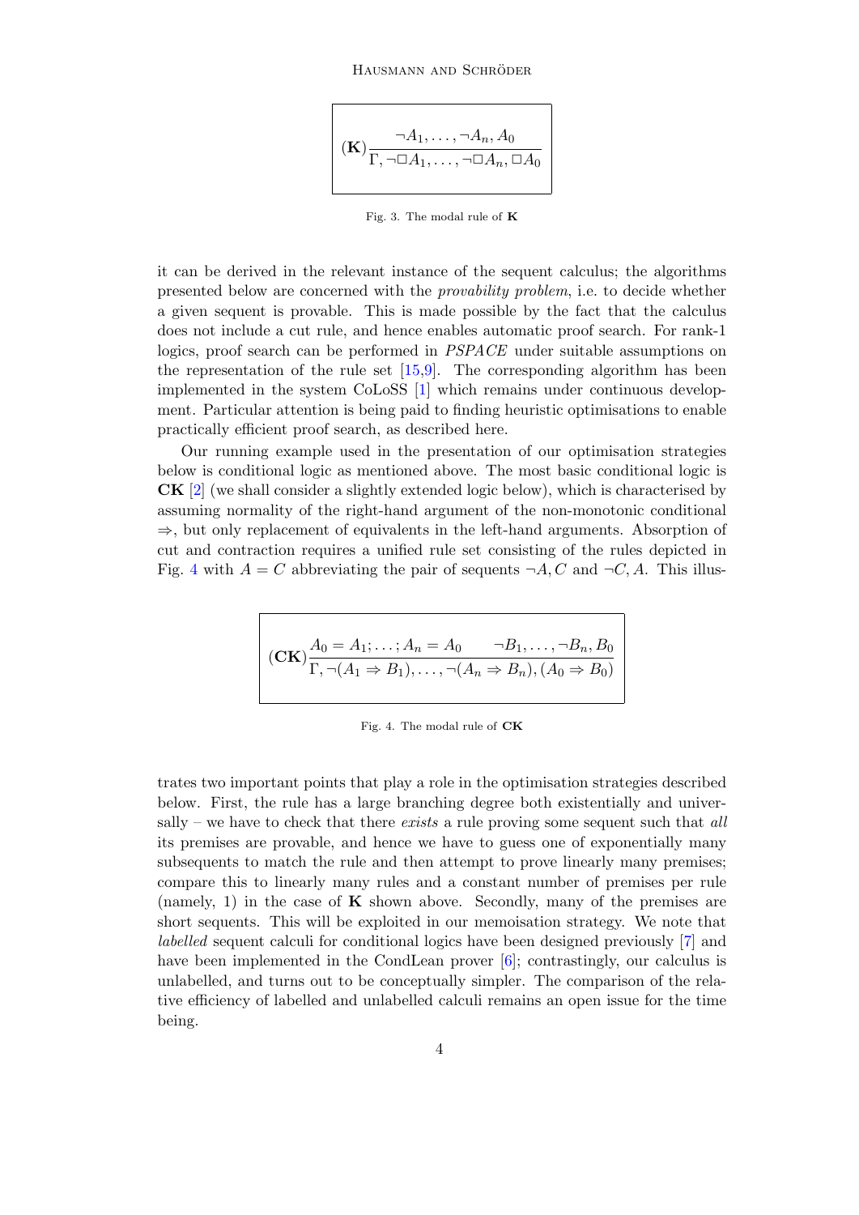$$(\mathbf{K})\frac{\neg A_1, \ldots, \neg A_n, A_0}{\Gamma, \neg\Box A_1, \ldots, \neg\Box A_n, \Box A_0}$$

Fig. 3. The modal rule of **K**

it can be derived in the relevant instance of the sequent calculus; the algorithms presented below are concerned with the *provability problem*, i.e. to decide whether a given sequent is provable. This is made possible by the fact that the calculus does not include a cut rule, and hence enables automatic proof search. For rank-1 logics, proof search can be performed in *PSPACE* under suitable assumptions on the representation of the rule set [15,9]. The corresponding algorithm has been implemented in the system CoLoSS [1] which remains under continuous development. Particular attention is being paid to finding heuristic optimisations to enable practically efficient proof search, as described here.

Our running example used in the presentation of our optimisation strategies below is conditional logic as mentioned above. The most basic conditional logic is **CK** [2] (we shall consider a slightly extended logic below), which is characterised by assuming normality of the right-hand argument of the non-monotonic conditional $\Rightarrow$, but only replacement of equivalents in the left-hand arguments. Absorption of cut and contraction requires a unified rule set consisting of the rules depicted in Fig. 4 with $A = C$ abbreviating the pair of sequents $\neg A, C$ and $\neg C, A$. This illustrates two important points that play a role in the optimisation strategies described below. First, the rule has a large branching degree both existentially and universally – we have to check that there *exists* a rule proving some sequent such that *all* its premises are provable, and hence we have to guess one of exponentially many subsequents to match the rule and then attempt to prove linearly many premises; compare this to linearly many rules and a constant number of premises per rule (namely, 1) in the case of **K** shown above. Secondly, many of the premises are short sequents. This will be exploited in our memoisation strategy. We note that *labelled* sequent calculi for conditional logics have been designed previously [7] and have been implemented in the CondLean prover [6]; contrastingly, our calculus is unlabelled, and turns out to be conceptually simpler. The comparison of the relative efficiency of labelled and unlabelled calculi remains an open issue for the time being.

$$(\mathbf{CK})\frac{A_0 = A_1; \ldots; A_n = A_0 \qquad \neg B_1, \ldots, \neg B_n, B_0}{\Gamma, \neg(A_1 \Rightarrow B_1), \ldots, \neg(A_n \Rightarrow B_n), (A_0 \Rightarrow B_0)}$$

Fig. 4. The modal rule of **CK**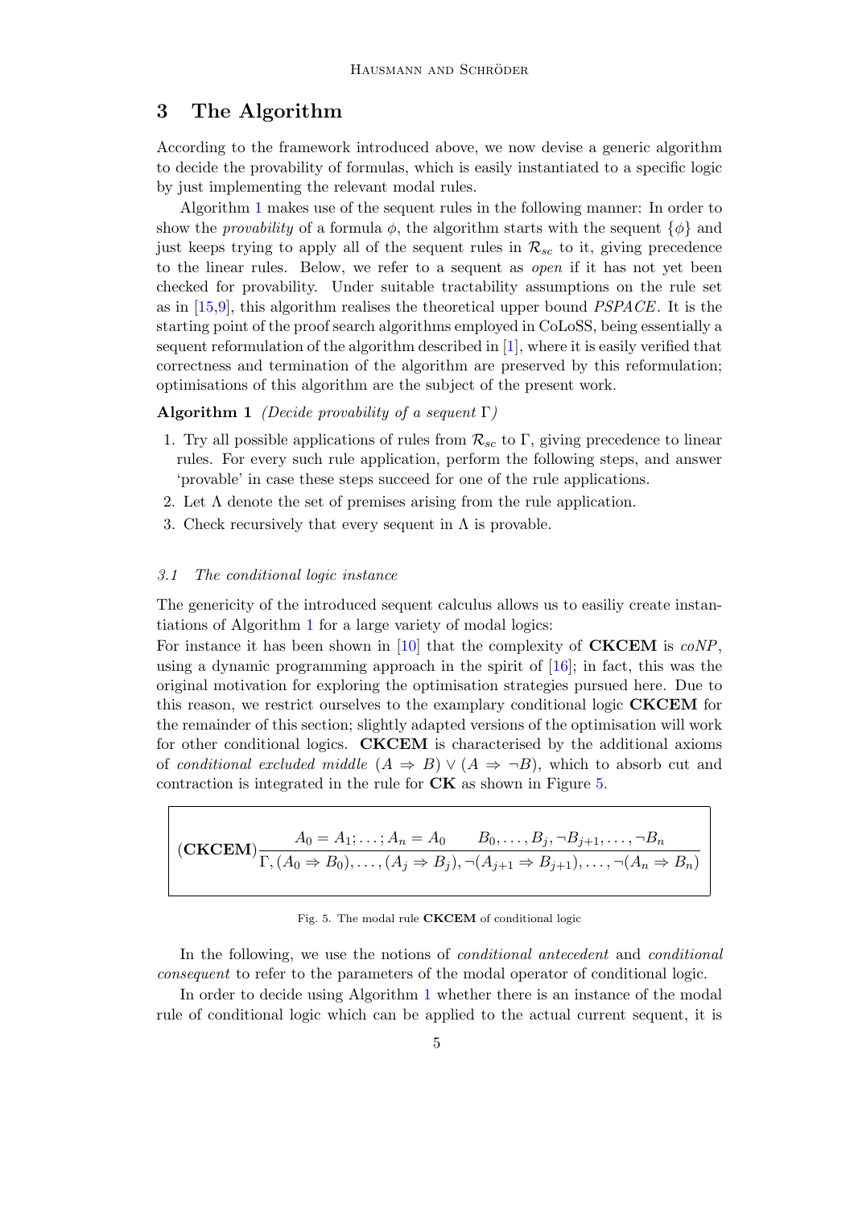## 3 The Algorithm

According to the framework introduced above, we now devise a generic algorithm to decide the provability of formulas, which is easily instantiated to a specific logic by just implementing the relevant modal rules.

Algorithm 1 makes use of the sequent rules in the following manner: In order to show the *provability* of a formula $\phi$, the algorithm starts with the sequent $\{\phi\}$ and just keeps trying to apply all of the sequent rules in $\mathcal{R}_{sc}$ to it, giving precedence to the linear rules. Below, we refer to a sequent as *open* if it has not yet been checked for provability. Under suitable tractability assumptions on the rule set as in [15,9], this algorithm realises the theoretical upper bound *PSPACE*. It is the starting point of the proof search algorithms employed in CoLoSS, being essentially a sequent reformulation of the algorithm described in [1], where it is easily verified that correctness and termination of the algorithm are preserved by this reformulation; optimisations of this algorithm are the subject of the present work.

**Algorithm 1** *(Decide provability of a sequent $\Gamma$)*

1. Try all possible applications of rules from $\mathcal{R}_{sc}$ to $\Gamma$, giving precedence to linear rules. For every such rule application, perform the following steps, and answer 'provable' in case these steps succeed for one of the rule applications.
2. Let $\Lambda$ denote the set of premises arising from the rule application.
3. Check recursively that every sequent in $\Lambda$ is provable.

### 3.1 The conditional logic instance

The genericity of the introduced sequent calculus allows us to easiliy create instantiations of Algorithm 1 for a large variety of modal logics:
For instance it has been shown in [10] that the complexity of **CKCEM** is *coNP*, using a dynamic programming approach in the spirit of [16]; in fact, this was the original motivation for exploring the optimisation strategies pursued here. Due to this reason, we restrict ourselves to the examplary conditional logic **CKCEM** for the remainder of this section; slightly adapted versions of the optimisation will work for other conditional logics. **CKCEM** is characterised by the additional axioms of *conditional excluded middle* $(A \Rightarrow B) \vee (A \Rightarrow \neg B)$, which to absorb cut and contraction is integrated in the rule for **CK** as shown in Figure 5.

$$(\textbf{CKCEM})\frac{A_0 = A_1; \ldots ; A_n = A_0 \qquad B_0, \ldots , B_j, \neg B_{j+1}, \ldots , \neg B_n}{\Gamma, (A_0 \Rightarrow B_0), \ldots , (A_j \Rightarrow B_j), \neg(A_{j+1} \Rightarrow B_{j+1}), \ldots , \neg(A_n \Rightarrow B_n)}$$

Fig. 5. The modal rule **CKCEM** of conditional logic

In the following, we use the notions of *conditional antecedent* and *conditional consequent* to refer to the parameters of the modal operator of conditional logic.

In order to decide using Algorithm 1 whether there is an instance of the modal rule of conditional logic which can be applied to the actual current sequent, it is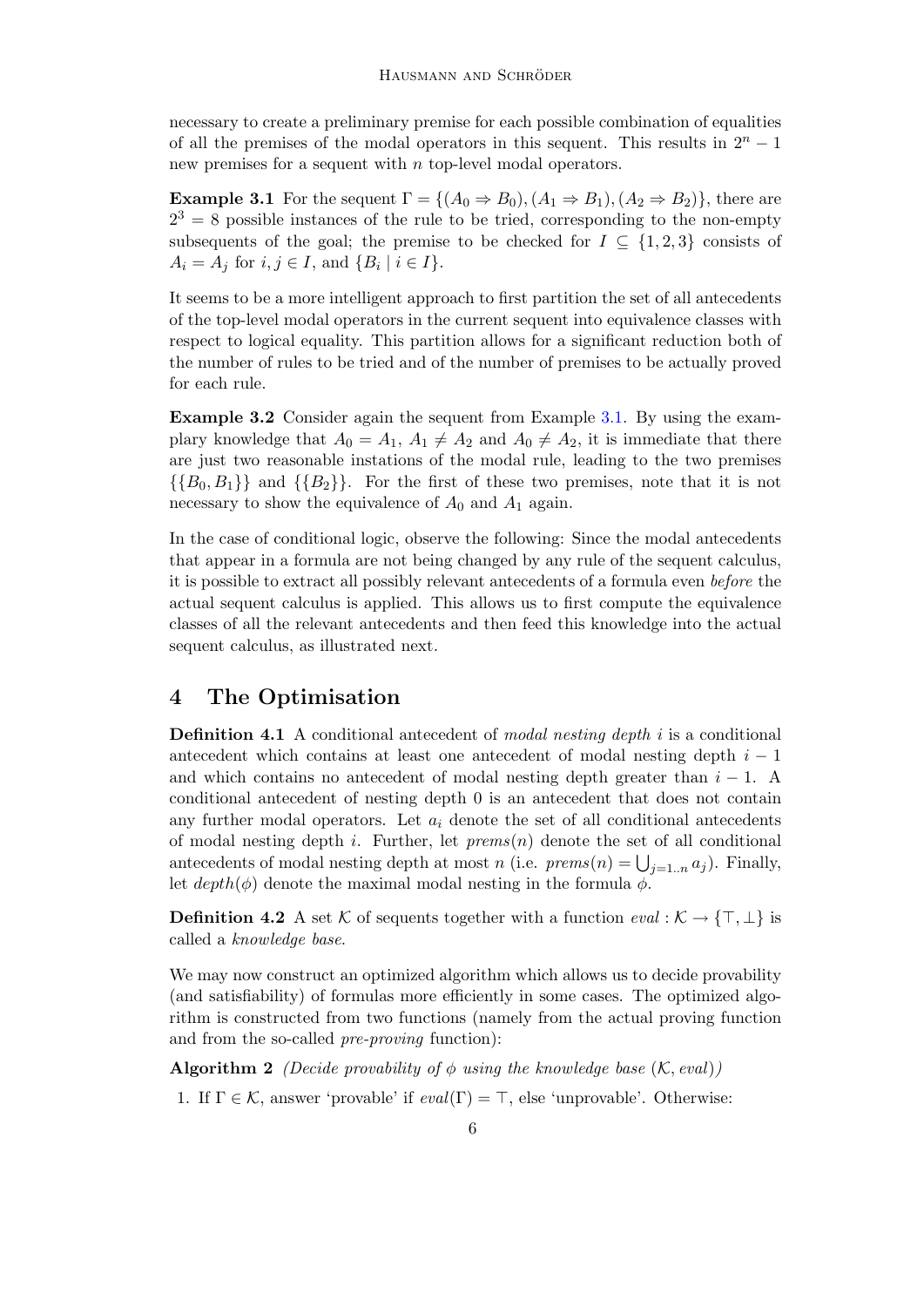necessary to create a preliminary premise for each possible combination of equalities of all the premises of the modal operators in this sequent. This results in $2^n - 1$ new premises for a sequent with $n$ top-level modal operators.

**Example 3.1** For the sequent $\Gamma = \{(A_0 \Rightarrow B_0), (A_1 \Rightarrow B_1), (A_2 \Rightarrow B_2)\}$, there are $2^3 = 8$ possible instances of the rule to be tried, corresponding to the non-empty subsequents of the goal; the premise to be checked for $I \subseteq \{1, 2, 3\}$ consists of $A_i = A_j$ for $i, j \in I$, and $\{B_i \mid i \in I\}$.

It seems to be a more intelligent approach to first partition the set of all antecedents of the top-level modal operators in the current sequent into equivalence classes with respect to logical equality. This partition allows for a significant reduction both of the number of rules to be tried and of the number of premises to be actually proved for each rule.

**Example 3.2** Consider again the sequent from Example 3.1. By using the examplary knowledge that $A_0 = A_1$, $A_1 \neq A_2$ and $A_0 \neq A_2$, it is immediate that there are just two reasonable instations of the modal rule, leading to the two premises $\{\{B_0, B_1\}\}$ and $\{\{B_2\}\}$. For the first of these two premises, note that it is not necessary to show the equivalence of $A_0$ and $A_1$ again.

In the case of conditional logic, observe the following: Since the modal antecedents that appear in a formula are not being changed by any rule of the sequent calculus, it is possible to extract all possibly relevant antecedents of a formula even *before* the actual sequent calculus is applied. This allows us to first compute the equivalence classes of all the relevant antecedents and then feed this knowledge into the actual sequent calculus, as illustrated next.

## 4 The Optimisation

**Definition 4.1** A conditional antecedent of *modal nesting depth* $i$ is a conditional antecedent which contains at least one antecedent of modal nesting depth $i - 1$ and which contains no antecedent of modal nesting depth greater than $i - 1$. A conditional antecedent of nesting depth 0 is an antecedent that does not contain any further modal operators. Let $a_i$ denote the set of all conditional antecedents of modal nesting depth $i$. Further, let $prems(n)$ denote the set of all conditional antecedents of modal nesting depth at most $n$ (i.e. $prems(n) = \bigcup_{j=1..n} a_j$). Finally, let $depth(\phi)$ denote the maximal modal nesting in the formula $\phi$.

**Definition 4.2** A set $\mathcal{K}$ of sequents together with a function $eval : \mathcal{K} \to \{\top, \bot\}$ is called a *knowledge base*.

We may now construct an optimized algorithm which allows us to decide provability (and satisfiability) of formulas more efficiently in some cases. The optimized algorithm is constructed from two functions (namely from the actual proving function and from the so-called *pre-proving* function):

**Algorithm 2** *(Decide provability of $\phi$ using the knowledge base $(\mathcal{K}, eval)$)*

1. If $\Gamma \in \mathcal{K}$, answer 'provable' if $eval(\Gamma) = \top$, else 'unprovable'. Otherwise: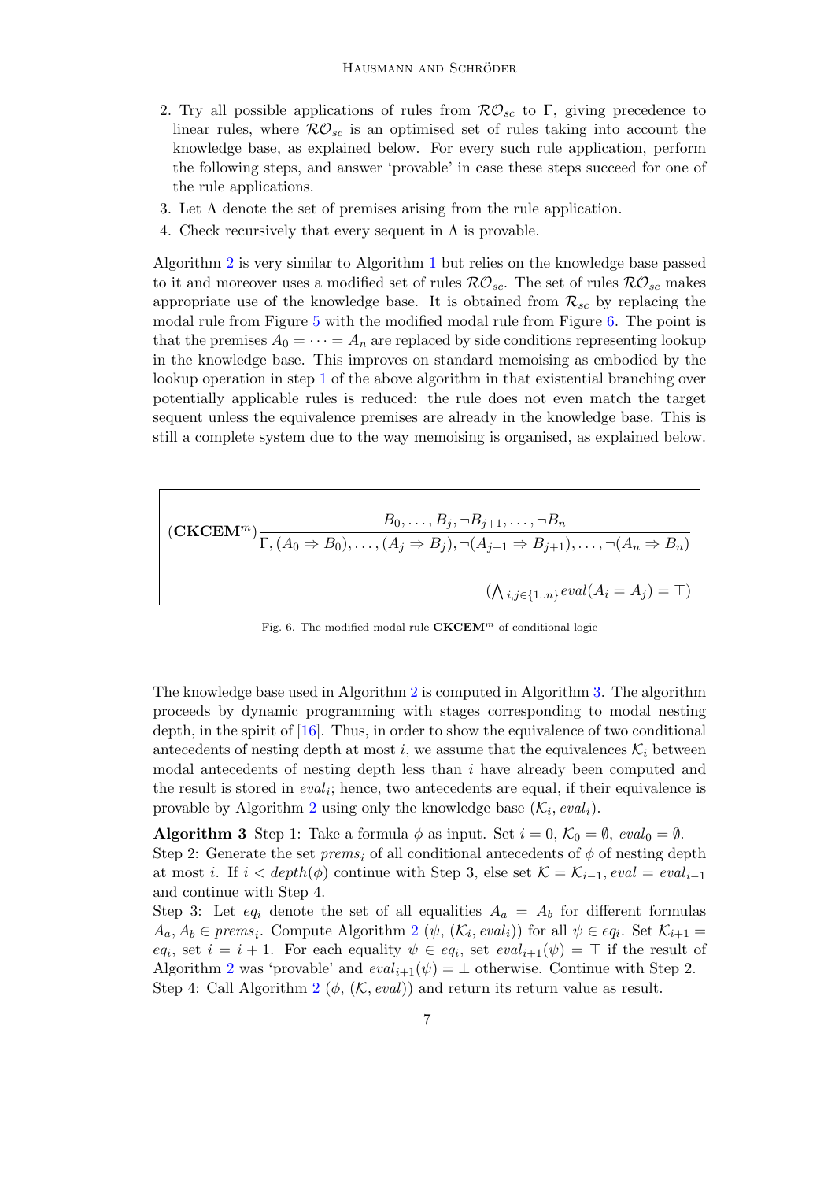2. Try all possible applications of rules from $\mathcal{RO}_{sc}$ to $\Gamma$, giving precedence to linear rules, where $\mathcal{RO}_{sc}$ is an optimised set of rules taking into account the knowledge base, as explained below. For every such rule application, perform the following steps, and answer 'provable' in case these steps succeed for one of the rule applications.
3. Let $\Lambda$ denote the set of premises arising from the rule application.
4. Check recursively that every sequent in $\Lambda$ is provable.

Algorithm 2 is very similar to Algorithm 1 but relies on the knowledge base passed to it and moreover uses a modified set of rules $\mathcal{RO}_{sc}$. The set of rules $\mathcal{RO}_{sc}$ makes appropriate use of the knowledge base. It is obtained from $\mathcal{R}_{sc}$ by replacing the modal rule from Figure 5 with the modified modal rule from Figure 6. The point is that the premises $A_0 = \cdots = A_n$ are replaced by side conditions representing lookup in the knowledge base. This improves on standard memoising as embodied by the lookup operation in step 1 of the above algorithm in that existential branching over potentially applicable rules is reduced: the rule does not even match the target sequent unless the equivalence premises are already in the knowledge base. This is still a complete system due to the way memoising is organised, as explained below.

$$(\mathbf{CKCEM}^m)\frac{B_0, \ldots, B_j, \neg B_{j+1}, \ldots, \neg B_n}{\Gamma, (A_0 \Rightarrow B_0), \ldots, (A_j \Rightarrow B_j), \neg(A_{j+1} \Rightarrow B_{j+1}), \ldots, \neg(A_n \Rightarrow B_n)}$$

$$(\textstyle\bigwedge_{i,j \in \{1..n\}} eval(A_i = A_j) = \top)$$

Fig. 6. The modified modal rule $\mathbf{CKCEM}^m$ of conditional logic

The knowledge base used in Algorithm 2 is computed in Algorithm 3. The algorithm proceeds by dynamic programming with stages corresponding to modal nesting depth, in the spirit of [16]. Thus, in order to show the equivalence of two conditional antecedents of nesting depth at most $i$, we assume that the equivalences $\mathcal{K}_i$ between modal antecedents of nesting depth less than $i$ have already been computed and the result is stored in $eval_i$; hence, two antecedents are equal, if their equivalence is provable by Algorithm 2 using only the knowledge base $(\mathcal{K}_i, eval_i)$.

**Algorithm 3** Step 1: Take a formula $\phi$ as input. Set $i = 0$, $\mathcal{K}_0 = \emptyset$, $eval_0 = \emptyset$.
Step 2: Generate the set $prems_i$ of all conditional antecedents of $\phi$ of nesting depth at most $i$. If $i < depth(\phi)$ continue with Step 3, else set $\mathcal{K} = \mathcal{K}_{i-1}$, $eval = eval_{i-1}$ and continue with Step 4.
Step 3: Let $eq_i$ denote the set of all equalities $A_a = A_b$ for different formulas $A_a, A_b \in prems_i$. Compute Algorithm 2 ($\psi$, $(\mathcal{K}_i, eval_i)$) for all $\psi \in eq_i$. Set $\mathcal{K}_{i+1} = eq_i$, set $i = i + 1$. For each equality $\psi \in eq_i$, set $eval_{i+1}(\psi) = \top$ if the result of Algorithm 2 was 'provable' and $eval_{i+1}(\psi) = \bot$ otherwise. Continue with Step 2.
Step 4: Call Algorithm 2 ($\phi$, $(\mathcal{K}, eval)$) and return its return value as result.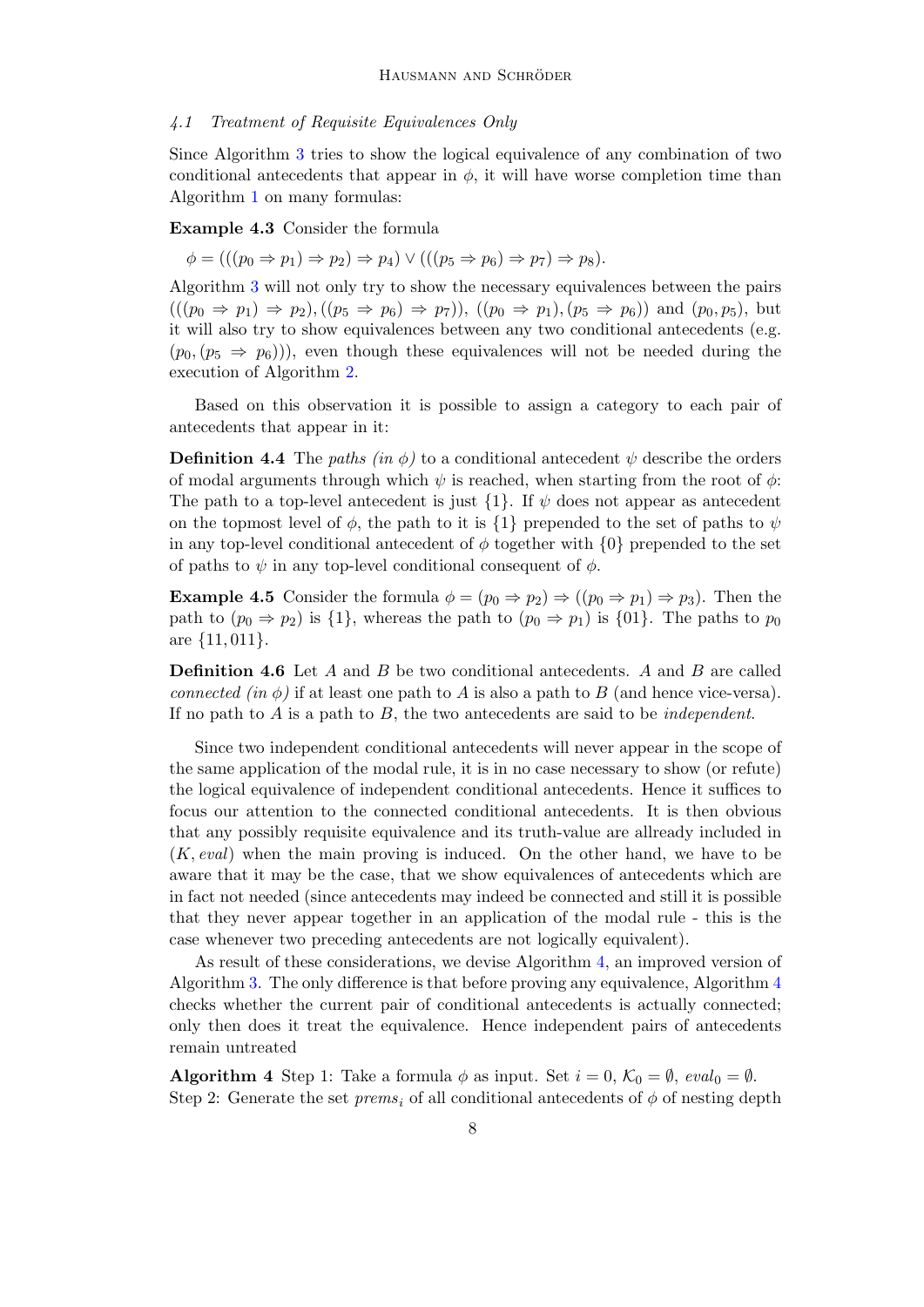### 4.1 Treatment of Requisite Equivalences Only

Since Algorithm 3 tries to show the logical equivalence of any combination of two conditional antecedents that appear in $\phi$, it will have worse completion time than Algorithm 1 on many formulas:

**Example 4.3** Consider the formula

$$\phi = (((p_0 \Rightarrow p_1) \Rightarrow p_2) \Rightarrow p_4) \vee (((p_5 \Rightarrow p_6) \Rightarrow p_7) \Rightarrow p_8).$$

Algorithm 3 will not only try to show the necessary equivalences between the pairs $(((p_0 \Rightarrow p_1) \Rightarrow p_2), ((p_5 \Rightarrow p_6) \Rightarrow p_7))$, $((p_0 \Rightarrow p_1), (p_5 \Rightarrow p_6))$ and $(p_0, p_5)$, but it will also try to show equivalences between any two conditional antecedents (e.g. $(p_0, (p_5 \Rightarrow p_6))$), even though these equivalences will not be needed during the execution of Algorithm 2.

Based on this observation it is possible to assign a category to each pair of antecedents that appear in it:

**Definition 4.4** The *paths (in $\phi$)* to a conditional antecedent $\psi$ describe the orders of modal arguments through which $\psi$ is reached, when starting from the root of $\phi$: The path to a top-level antecedent is just $\{1\}$. If $\psi$ does not appear as antecedent on the topmost level of $\phi$, the path to it is $\{1\}$ prepended to the set of paths to $\psi$ in any top-level conditional antecedent of $\phi$ together with $\{0\}$ prepended to the set of paths to $\psi$ in any top-level conditional consequent of $\phi$.

**Example 4.5** Consider the formula $\phi = (p_0 \Rightarrow p_2) \Rightarrow ((p_0 \Rightarrow p_1) \Rightarrow p_3)$. Then the path to $(p_0 \Rightarrow p_2)$ is $\{1\}$, whereas the path to $(p_0 \Rightarrow p_1)$ is $\{01\}$. The paths to $p_0$ are $\{11, 011\}$.

**Definition 4.6** Let $A$ and $B$ be two conditional antecedents. $A$ and $B$ are called *connected (in $\phi$)* if at least one path to $A$ is also a path to $B$ (and hence vice-versa). If no path to $A$ is a path to $B$, the two antecedents are said to be *independent*.

Since two independent conditional antecedents will never appear in the scope of the same application of the modal rule, it is in no case necessary to show (or refute) the logical equivalence of independent conditional antecedents. Hence it suffices to focus our attention to the connected conditional antecedents. It is then obvious that any possibly requisite equivalence and its truth-value are allready included in $(K, eval)$ when the main proving is induced. On the other hand, we have to be aware that it may be the case, that we show equivalences of antecedents which are in fact not needed (since antecedents may indeed be connected and still it is possible that they never appear together in an application of the modal rule - this is the case whenever two preceding antecedents are not logically equivalent).

As result of these considerations, we devise Algorithm 4, an improved version of Algorithm 3. The only difference is that before proving any equivalence, Algorithm 4 checks whether the current pair of conditional antecedents is actually connected; only then does it treat the equivalence. Hence independent pairs of antecedents remain untreated

**Algorithm 4** Step 1: Take a formula $\phi$ as input. Set $i = 0$, $\mathcal{K}_0 = \emptyset$, $eval_0 = \emptyset$.
Step 2: Generate the set $prems_i$ of all conditional antecedents of $\phi$ of nesting depth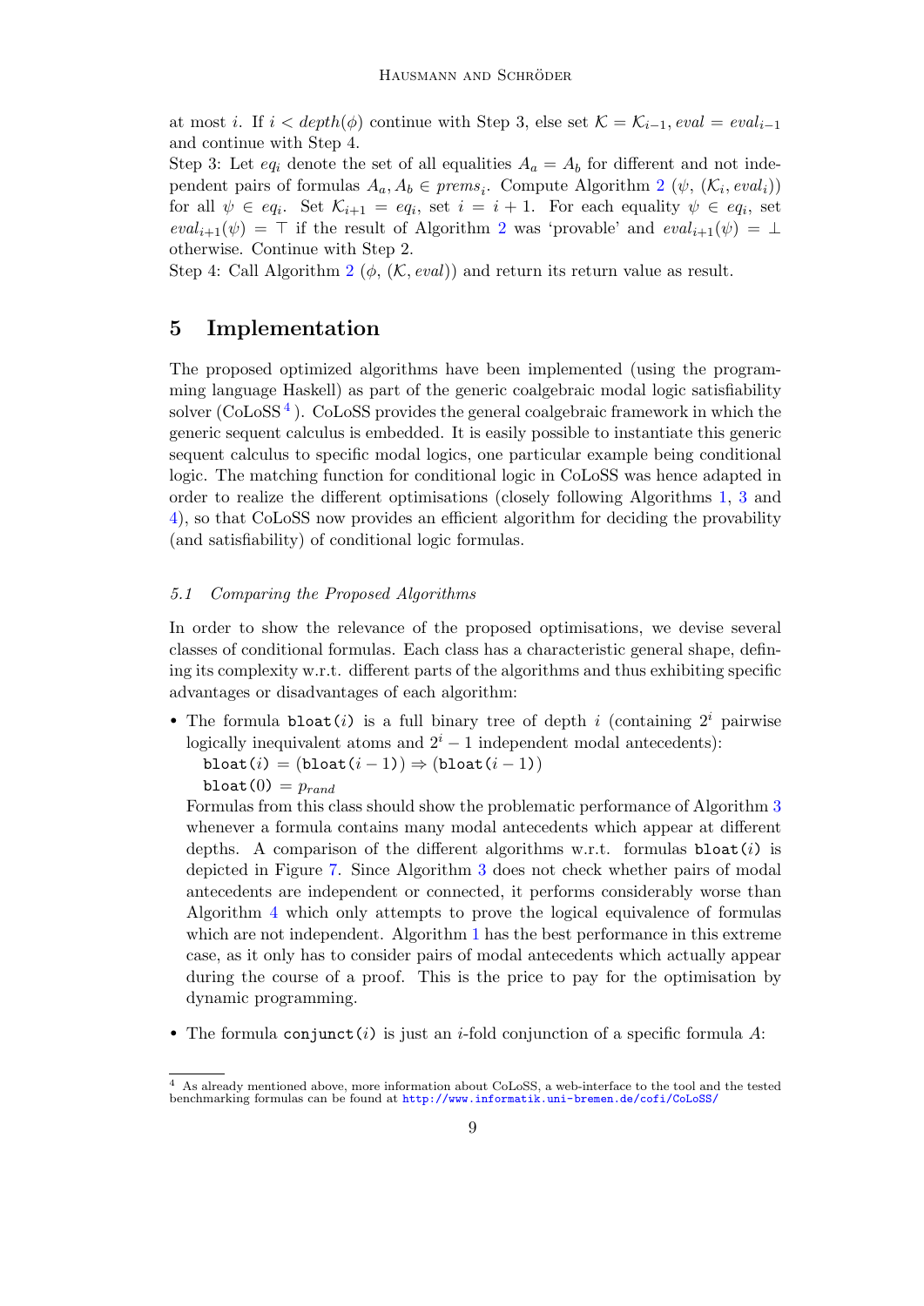at most $i$. If $i < depth(\phi)$ continue with Step 3, else set $\mathcal{K} = \mathcal{K}_{i-1}$, $eval = eval_{i-1}$ and continue with Step 4.

Step 3: Let $eq_i$ denote the set of all equalities $A_a = A_b$ for different and not independent pairs of formulas $A_a, A_b \in prems_i$. Compute Algorithm 2 ($\psi$, $(\mathcal{K}_i, eval_i)$) for all $\psi \in eq_i$. Set $\mathcal{K}_{i+1} = eq_i$, set $i = i + 1$. For each equality $\psi \in eq_i$, set $eval_{i+1}(\psi) = \top$ if the result of Algorithm 2 was 'provable' and $eval_{i+1}(\psi) = \bot$ otherwise. Continue with Step 2.

Step 4: Call Algorithm 2 ($\phi$, $(\mathcal{K}, eval)$) and return its return value as result.

## 5 Implementation

The proposed optimized algorithms have been implemented (using the programming language Haskell) as part of the generic coalgebraic modal logic satisfiability solver (CoLoSS[4]). CoLoSS provides the general coalgebraic framework in which the generic sequent calculus is embedded. It is easily possible to instantiate this generic sequent calculus to specific modal logics, one particular example being conditional logic. The matching function for conditional logic in CoLoSS was hence adapted in order to realize the different optimisations (closely following Algorithms 1, 3 and 4), so that CoLoSS now provides an efficient algorithm for deciding the provability (and satisfiability) of conditional logic formulas.

### 5.1 Comparing the Proposed Algorithms

In order to show the relevance of the proposed optimisations, we devise several classes of conditional formulas. Each class has a characteristic general shape, defining its complexity w.r.t. different parts of the algorithms and thus exhibiting specific advantages or disadvantages of each algorithm:

- The formula `bloat`$(i)$ is a full binary tree of depth $i$ (containing $2^i$ pairwise logically inequivalent atoms and $2^i - 1$ independent modal antecedents):
  `bloat`$(i)$ = (`bloat`$(i-1)$) $\Rightarrow$ (`bloat`$(i-1)$)
  `bloat`$(0)$ = $p_{rand}$
  Formulas from this class should show the problematic performance of Algorithm 3 whenever a formula contains many modal antecedents which appear at different depths. A comparison of the different algorithms w.r.t. formulas `bloat`$(i)$ is depicted in Figure 7. Since Algorithm 3 does not check whether pairs of modal antecedents are independent or connected, it performs considerably worse than Algorithm 4 which only attempts to prove the logical equivalence of formulas which are not independent. Algorithm 1 has the best performance in this extreme case, as it only has to consider pairs of modal antecedents which actually appear during the course of a proof. This is the price to pay for the optimisation by dynamic programming.
- The formula `conjunct`$(i)$ is just an $i$-fold conjunction of a specific formula $A$:

[4] As already mentioned above, more information about CoLoSS, a web-interface to the tool and the tested benchmarking formulas can be found at http://www.informatik.uni-bremen.de/cofi/CoLoSS/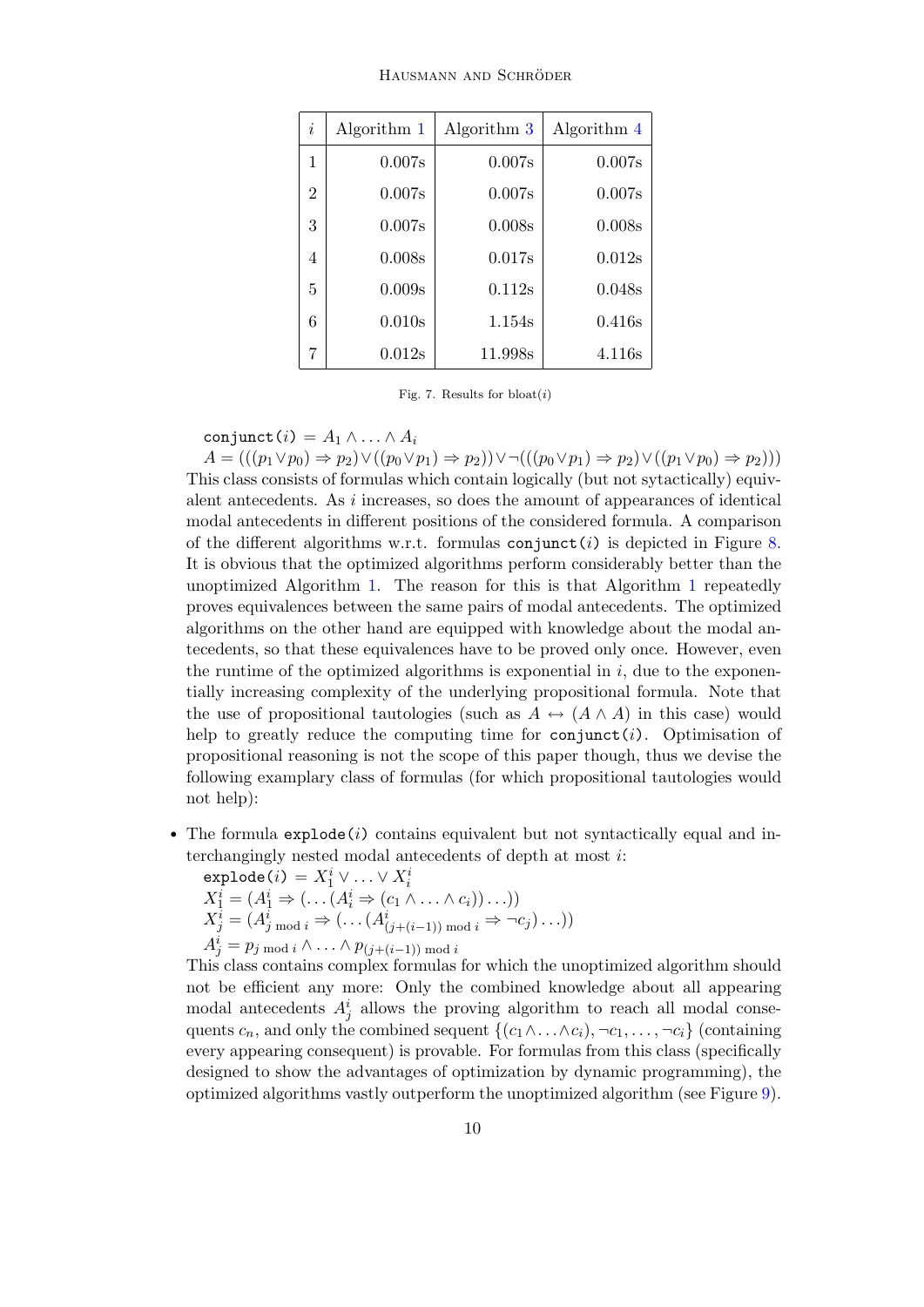| $i$ | Algorithm 1 | Algorithm 3 | Algorithm 4 |
|---|---|---|---|
| 1 | 0.007s | 0.007s | 0.007s |
| 2 | 0.007s | 0.007s | 0.007s |
| 3 | 0.007s | 0.008s | 0.008s |
| 4 | 0.008s | 0.017s | 0.012s |
| 5 | 0.009s | 0.112s | 0.048s |
| 6 | 0.010s | 1.154s | 0.416s |
| 7 | 0.012s | 11.998s | 4.116s |

Fig. 7. Results for bloat($i$)

`conjunct`$(i) = A_1 \wedge \ldots \wedge A_i$

$A = (((p_1 \vee p_0) \Rightarrow p_2) \vee ((p_0 \vee p_1) \Rightarrow p_2)) \vee \neg(((p_0 \vee p_1) \Rightarrow p_2) \vee ((p_1 \vee p_0) \Rightarrow p_2)))$

This class consists of formulas which contain logically (but not sytactically) equivalent antecedents. As $i$ increases, so does the amount of appearances of identical modal antecedents in different positions of the considered formula. A comparison of the different algorithms w.r.t. formulas `conjunct`$(i)$ is depicted in Figure 8. It is obvious that the optimized algorithms perform considerably better than the unoptimized Algorithm 1. The reason for this is that Algorithm 1 repeatedly proves equivalences between the same pairs of modal antecedents. The optimized algorithms on the other hand are equipped with knowledge about the modal antecedents, so that these equivalences have to be proved only once. However, even the runtime of the optimized algorithms is exponential in $i$, due to the exponentially increasing complexity of the underlying propositional formula. Note that the use of propositional tautologies (such as $A \leftrightarrow (A \wedge A)$ in this case) would help to greatly reduce the computing time for `conjunct`$(i)$. Optimisation of propositional reasoning is not the scope of this paper though, thus we devise the following examplary class of formulas (for which propositional tautologies would not help):

- The formula `explode`$(i)$ contains equivalent but not syntactically equal and interchangingly nested modal antecedents of depth at most $i$:

  `explode`$(i) = X_1^i \vee \ldots \vee X_i^i$
  $X_1^i = (A_1^i \Rightarrow (\ldots(A_i^i \Rightarrow (c_1 \wedge \ldots \wedge c_i))\ldots))$
  $X_j^i = (A_{j \bmod i}^i \Rightarrow (\ldots(A_{(j+(i-1)) \bmod i}^i \Rightarrow \neg c_j)\ldots))$
  $A_j^i = p_{j \bmod i} \wedge \ldots \wedge p_{(j+(i-1)) \bmod i}$

  This class contains complex formulas for which the unoptimized algorithm should not be efficient any more: Only the combined knowledge about all appearing modal antecedents $A_j^i$ allows the proving algorithm to reach all modal consequents $c_n$, and only the combined sequent $\{(c_1 \wedge \ldots \wedge c_i), \neg c_1, \ldots, \neg c_i\}$ (containing every appearing consequent) is provable. For formulas from this class (specifically designed to show the advantages of optimization by dynamic programming), the optimized algorithms vastly outperform the unoptimized algorithm (see Figure 9).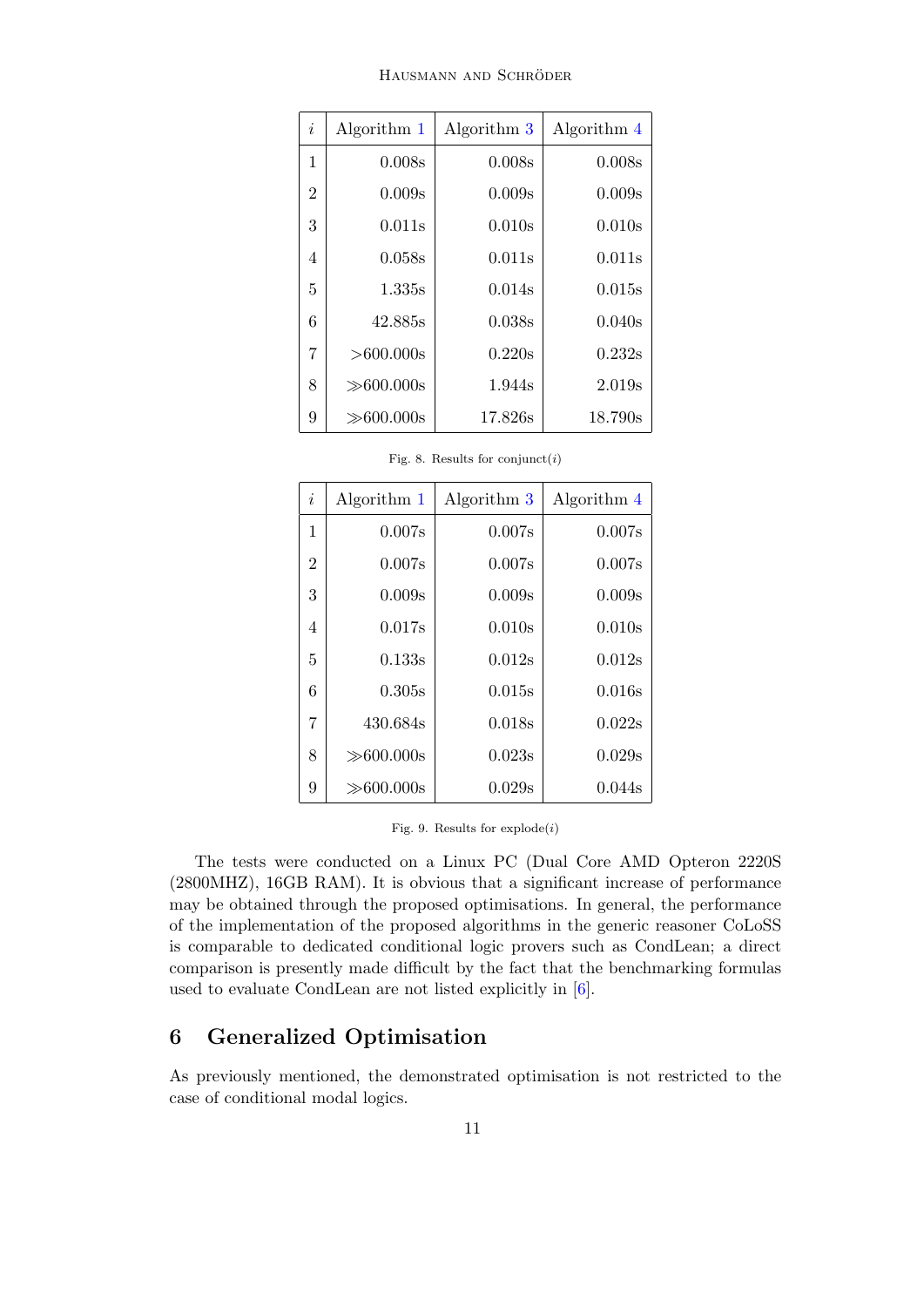| $i$ | Algorithm 1 | Algorithm 3 | Algorithm 4 |
|---|---|---|---|
| 1 | 0.008s | 0.008s | 0.008s |
| 2 | 0.009s | 0.009s | 0.009s |
| 3 | 0.011s | 0.010s | 0.010s |
| 4 | 0.058s | 0.011s | 0.011s |
| 5 | 1.335s | 0.014s | 0.015s |
| 6 | 42.885s | 0.038s | 0.040s |
| 7 | >600.000s | 0.220s | 0.232s |
| 8 | ≫600.000s | 1.944s | 2.019s |
| 9 | ≫600.000s | 17.826s | 18.790s |

Fig. 8. Results for conjunct($i$)

| $i$ | Algorithm 1 | Algorithm 3 | Algorithm 4 |
|---|---|---|---|
| 1 | 0.007s | 0.007s | 0.007s |
| 2 | 0.007s | 0.007s | 0.007s |
| 3 | 0.009s | 0.009s | 0.009s |
| 4 | 0.017s | 0.010s | 0.010s |
| 5 | 0.133s | 0.012s | 0.012s |
| 6 | 0.305s | 0.015s | 0.016s |
| 7 | 430.684s | 0.018s | 0.022s |
| 8 | ≫600.000s | 0.023s | 0.029s |
| 9 | ≫600.000s | 0.029s | 0.044s |

Fig. 9. Results for explode($i$)

The tests were conducted on a Linux PC (Dual Core AMD Opteron 2220S (2800MHZ), 16GB RAM). It is obvious that a significant increase of performance may be obtained through the proposed optimisations. In general, the performance of the implementation of the proposed algorithms in the generic reasoner CoLoSS is comparable to dedicated conditional logic provers such as CondLean; a direct comparison is presently made difficult by the fact that the benchmarking formulas used to evaluate CondLean are not listed explicitly in [6].

## 6 Generalized Optimisation

As previously mentioned, the demonstrated optimisation is not restricted to the case of conditional modal logics.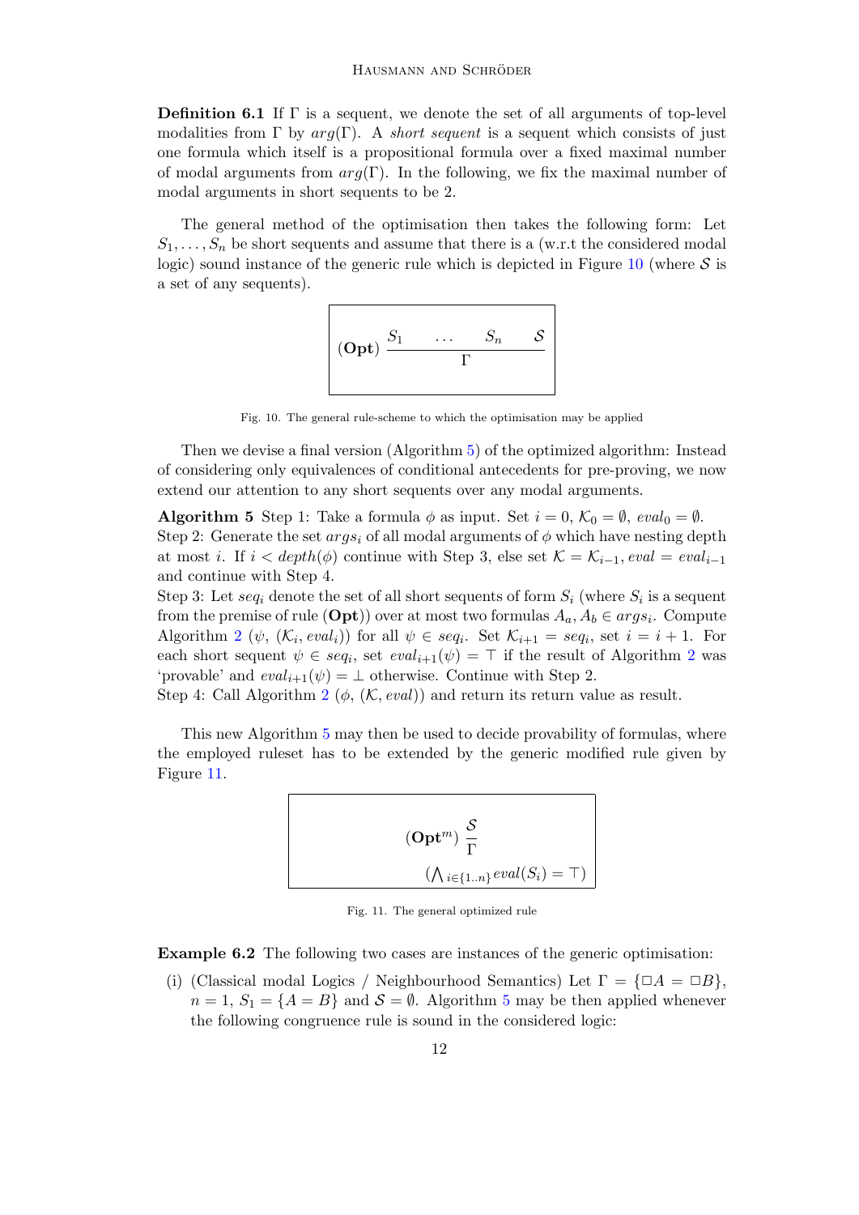**Definition 6.1** If $\Gamma$ is a sequent, we denote the set of all arguments of top-level modalities from $\Gamma$ by $arg(\Gamma)$. A *short sequent* is a sequent which consists of just one formula which itself is a propositional formula over a fixed maximal number of modal arguments from $arg(\Gamma)$. In the following, we fix the maximal number of modal arguments in short sequents to be 2.

The general method of the optimisation then takes the following form: Let $S_1, \ldots, S_n$ be short sequents and assume that there is a (w.r.t the considered modal logic) sound instance of the generic rule which is depicted in Figure 10 (where $\mathcal{S}$ is a set of any sequents).

$$(\mathbf{Opt})\ \frac{S_1 \quad \ldots \quad S_n \quad \mathcal{S}}{\Gamma}$$

Fig. 10. The general rule-scheme to which the optimisation may be applied

Then we devise a final version (Algorithm 5) of the optimized algorithm: Instead of considering only equivalences of conditional antecedents for pre-proving, we now extend our attention to any short sequents over any modal arguments.

**Algorithm 5** Step 1: Take a formula $\phi$ as input. Set $i = 0$, $\mathcal{K}_0 = \emptyset$, $eval_0 = \emptyset$.
Step 2: Generate the set $args_i$ of all modal arguments of $\phi$ which have nesting depth at most $i$. If $i < depth(\phi)$ continue with Step 3, else set $\mathcal{K} = \mathcal{K}_{i-1}$, $eval = eval_{i-1}$ and continue with Step 4.
Step 3: Let $seq_i$ denote the set of all short sequents of form $S_i$ (where $S_i$ is a sequent from the premise of rule $(\mathbf{Opt})$) over at most two formulas $A_a, A_b \in args_i$. Compute Algorithm 2 ($\psi$, $(\mathcal{K}_i, eval_i)$) for all $\psi \in seq_i$. Set $\mathcal{K}_{i+1} = seq_i$, set $i = i + 1$. For each short sequent $\psi \in seq_i$, set $eval_{i+1}(\psi) = \top$ if the result of Algorithm 2 was 'provable' and $eval_{i+1}(\psi) = \bot$ otherwise. Continue with Step 2.
Step 4: Call Algorithm 2 ($\phi$, $(\mathcal{K}, eval)$) and return its return value as result.

This new Algorithm 5 may then be used to decide provability of formulas, where the employed ruleset has to be extended by the generic modified rule given by Figure 11.

$$(\mathbf{Opt}^m)\ \frac{\mathcal{S}}{\Gamma}\ \left(\bigwedge_{i \in \{1..n\}} eval(S_i) = \top\right)$$

Fig. 11. The general optimized rule

**Example 6.2** The following two cases are instances of the generic optimisation:

(i) (Classical modal Logics / Neighbourhood Semantics) Let $\Gamma = \{\Box A = \Box B\}$, $n = 1$, $S_1 = \{A = B\}$ and $\mathcal{S} = \emptyset$. Algorithm 5 may be then applied whenever the following congruence rule is sound in the considered logic: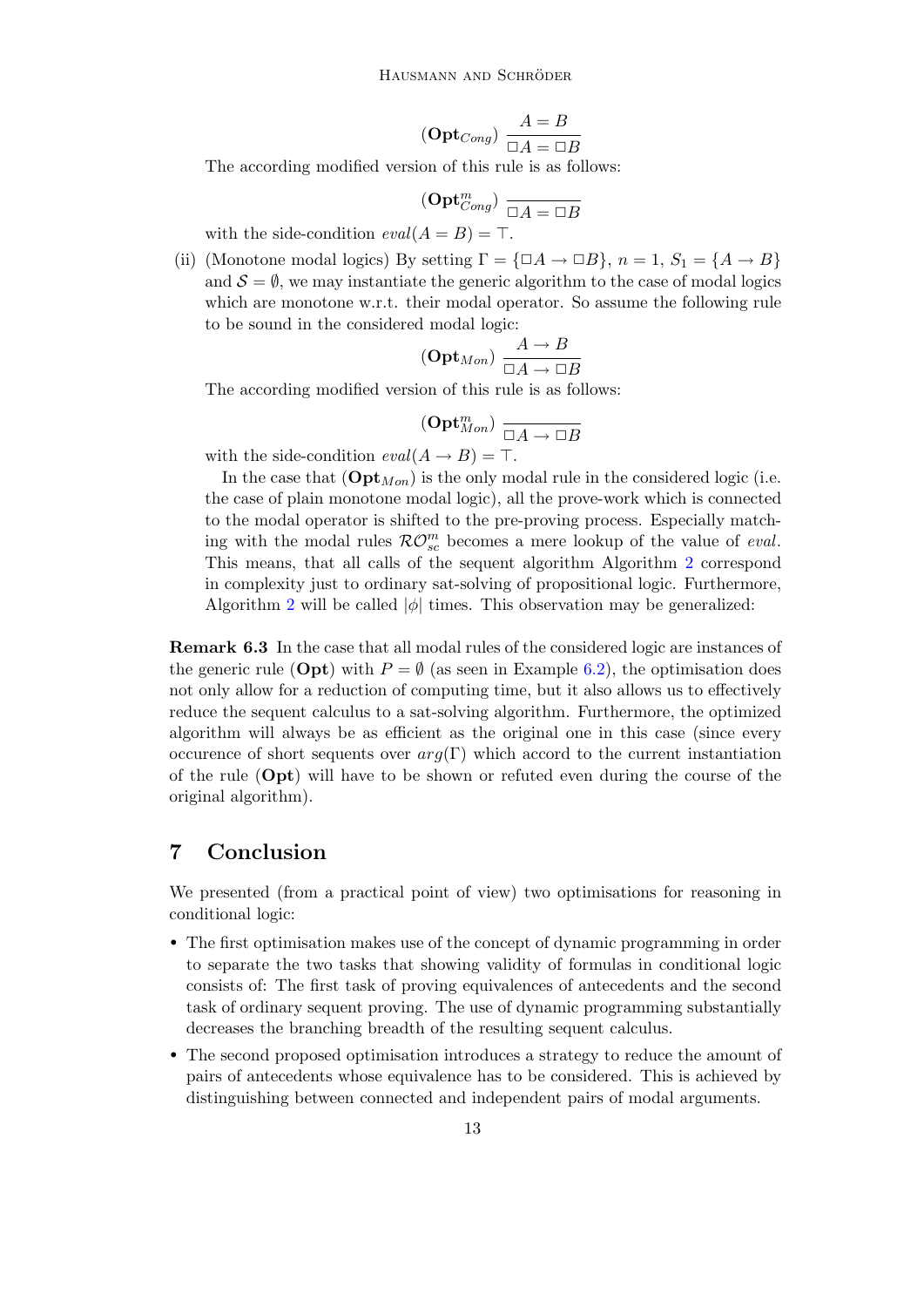$$(\mathbf{Opt}_{Cong})\ \frac{A = B}{\Box A = \Box B}$$

The according modified version of this rule is as follows:

$$(\mathbf{Opt}^m_{Cong})\ \frac{}{\Box A = \Box B}$$

with the side-condition $eval(A = B) = \top$.

(ii) (Monotone modal logics) By setting $\Gamma = \{\Box A \rightarrow \Box B\}$, $n = 1$, $S_1 = \{A \rightarrow B\}$ and $\mathcal{S} = \emptyset$, we may instantiate the generic algorithm to the case of modal logics which are monotone w.r.t. their modal operator. So assume the following rule to be sound in the considered modal logic:

$$(\mathbf{Opt}_{Mon})\ \frac{A \rightarrow B}{\Box A \rightarrow \Box B}$$

The according modified version of this rule is as follows:

$$(\mathbf{Opt}^m_{Mon})\ \frac{}{\Box A \rightarrow \Box B}$$

with the side-condition $eval(A \rightarrow B) = \top$.

In the case that $(\mathbf{Opt}_{Mon})$ is the only modal rule in the considered logic (i.e. the case of plain monotone modal logic), all the prove-work which is connected to the modal operator is shifted to the pre-proving process. Especially matching with the modal rules $\mathcal{RO}^m_{sc}$ becomes a mere lookup of the value of *eval*. This means, that all calls of the sequent algorithm Algorithm 2 correspond in complexity just to ordinary sat-solving of propositional logic. Furthermore, Algorithm 2 will be called $|\phi|$ times. This observation may be generalized:

**Remark 6.3** In the case that all modal rules of the considered logic are instances of the generic rule (**Opt**) with $P = \emptyset$ (as seen in Example 6.2), the optimisation does not only allow for a reduction of computing time, but it also allows us to effectively reduce the sequent calculus to a sat-solving algorithm. Furthermore, the optimized algorithm will always be as efficient as the original one in this case (since every occurence of short sequents over $arg(\Gamma)$ which accord to the current instantiation of the rule (**Opt**) will have to be shown or refuted even during the course of the original algorithm).

# 7 Conclusion

We presented (from a practical point of view) two optimisations for reasoning in conditional logic:

- The first optimisation makes use of the concept of dynamic programming in order to separate the two tasks that showing validity of formulas in conditional logic consists of: The first task of proving equivalences of antecedents and the second task of ordinary sequent proving. The use of dynamic programming substantially decreases the branching breadth of the resulting sequent calculus.
- The second proposed optimisation introduces a strategy to reduce the amount of pairs of antecedents whose equivalence has to be considered. This is achieved by distinguishing between connected and independent pairs of modal arguments.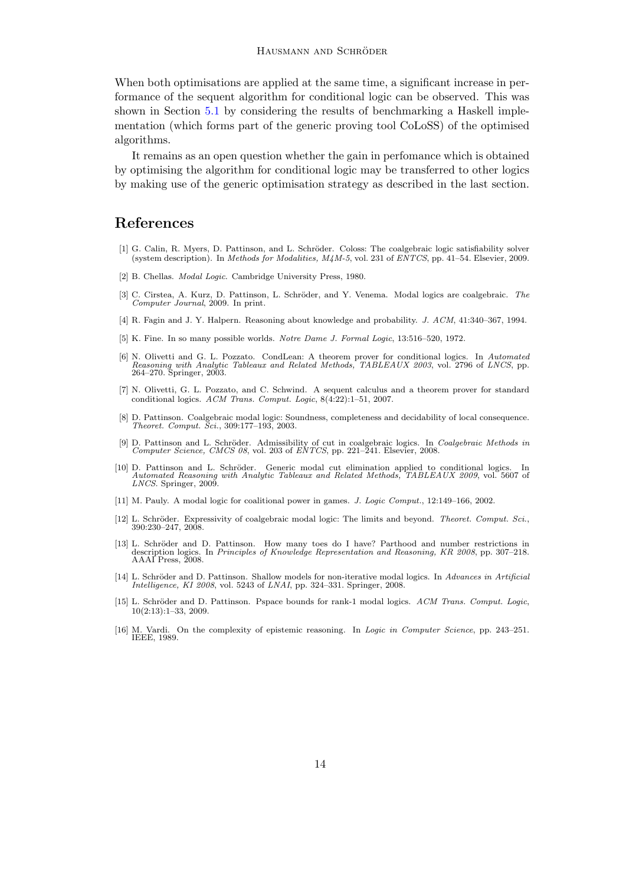When both optimisations are applied at the same time, a significant increase in performance of the sequent algorithm for conditional logic can be observed. This was shown in Section 5.1 by considering the results of benchmarking a Haskell implementation (which forms part of the generic proving tool CoLoSS) of the optimised algorithms.

It remains as an open question whether the gain in perfomance which is obtained by optimising the algorithm for conditional logic may be transferred to other logics by making use of the generic optimisation strategy as described in the last section.

## References

[1] G. Calin, R. Myers, D. Pattinson, and L. Schröder. Coloss: The coalgebraic logic satisfiability solver (system description). In *Methods for Modalities, M4M-5*, vol. 231 of *ENTCS*, pp. 41–54. Elsevier, 2009.

[2] B. Chellas. *Modal Logic*. Cambridge University Press, 1980.

[3] C. Cirstea, A. Kurz, D. Pattinson, L. Schröder, and Y. Venema. Modal logics are coalgebraic. *The Computer Journal*, 2009. In print.

[4] R. Fagin and J. Y. Halpern. Reasoning about knowledge and probability. *J. ACM*, 41:340–367, 1994.

[5] K. Fine. In so many possible worlds. *Notre Dame J. Formal Logic*, 13:516–520, 1972.

[6] N. Olivetti and G. L. Pozzato. CondLean: A theorem prover for conditional logics. In *Automated Reasoning with Analytic Tableaux and Related Methods, TABLEAUX 2003*, vol. 2796 of *LNCS*, pp. 264–270. Springer, 2003.

[7] N. Olivetti, G. L. Pozzato, and C. Schwind. A sequent calculus and a theorem prover for standard conditional logics. *ACM Trans. Comput. Logic*, 8(4:22):1–51, 2007.

[8] D. Pattinson. Coalgebraic modal logic: Soundness, completeness and decidability of local consequence. *Theoret. Comput. Sci.*, 309:177–193, 2003.

[9] D. Pattinson and L. Schröder. Admissibility of cut in coalgebraic logics. In *Coalgebraic Methods in Computer Science, CMCS 08*, vol. 203 of *ENTCS*, pp. 221–241. Elsevier, 2008.

[10] D. Pattinson and L. Schröder. Generic modal cut elimination applied to conditional logics. In *Automated Reasoning with Analytic Tableaux and Related Methods, TABLEAUX 2009*, vol. 5607 of *LNCS*. Springer, 2009.

[11] M. Pauly. A modal logic for coalitional power in games. *J. Logic Comput.*, 12:149–166, 2002.

[12] L. Schröder. Expressivity of coalgebraic modal logic: The limits and beyond. *Theoret. Comput. Sci.*, 390:230–247, 2008.

[13] L. Schröder and D. Pattinson. How many toes do I have? Parthood and number restrictions in description logics. In *Principles of Knowledge Representation and Reasoning, KR 2008*, pp. 307–218. AAAI Press, 2008.

[14] L. Schröder and D. Pattinson. Shallow models for non-iterative modal logics. In *Advances in Artificial Intelligence, KI 2008*, vol. 5243 of *LNAI*, pp. 324–331. Springer, 2008.

[15] L. Schröder and D. Pattinson. Pspace bounds for rank-1 modal logics. *ACM Trans. Comput. Logic*, 10(2:13):1–33, 2009.

[16] M. Vardi. On the complexity of epistemic reasoning. In *Logic in Computer Science*, pp. 243–251. IEEE, 1989.